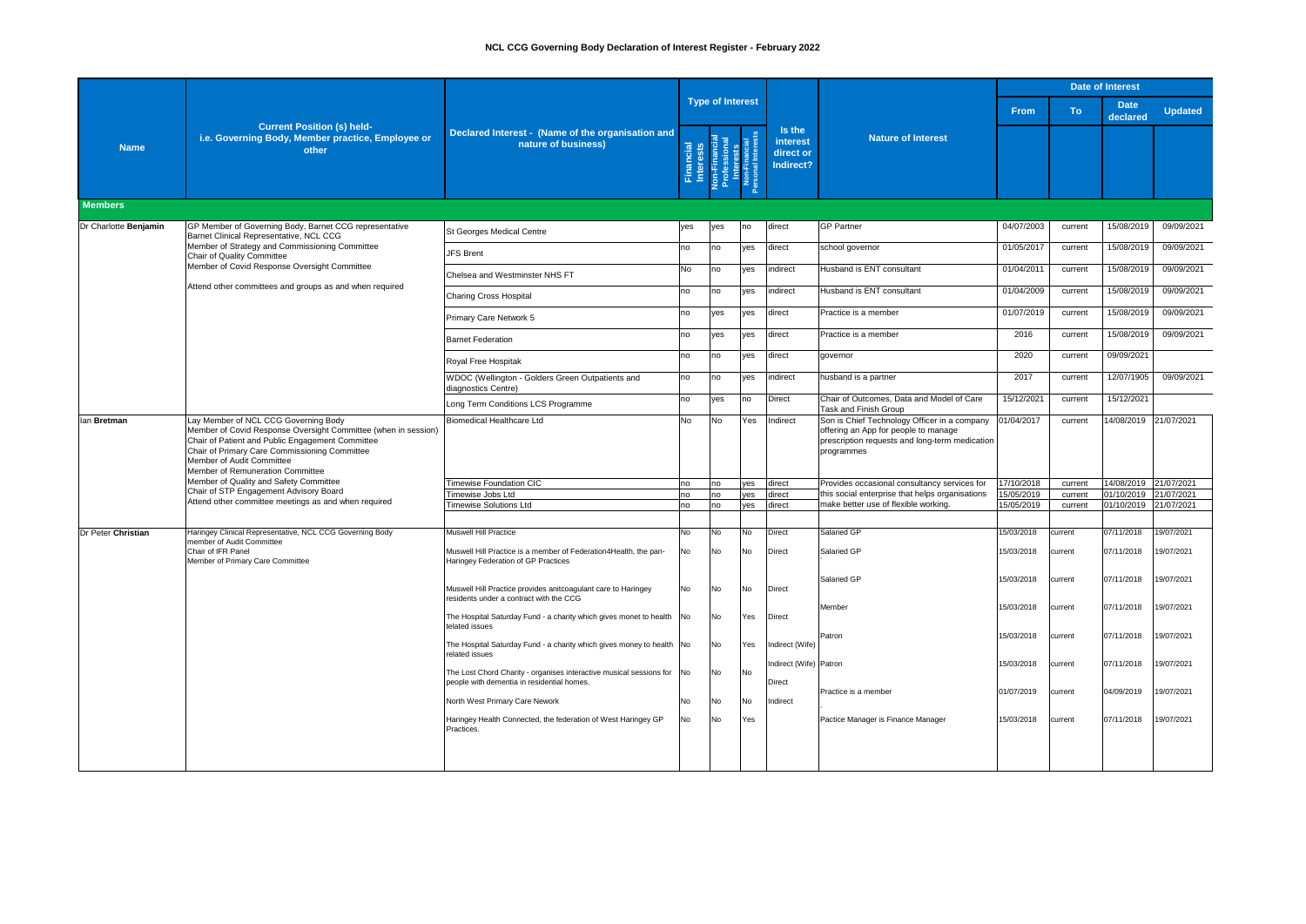# NCL CCG Governing Body Declaration of Interest Register - February 2022

| Name | Current Position (s) held- i.e. Governing Body, Member practice, Employee or other | Declared Interest - (Name of the organisation and nature of business) | Type of Interest | | | Is the interest direct or Indirect? | Nature of Interest | Date of Interest | | | |
|---|---|---|---|---|---|---|---|---|---|---|---|
| | | | Financial Interests | Non-Financial Professional Interests | Non-Financial Personal Interests | | | From | To | Date declared | Updated |
| **Members** | | | | | | | | | | | |
| Dr Charlotte **Benjamin** | GP Member of Governing Body, Barnet CCG representative<br>Barnet Clinical Representative, NCL CCG<br>Member of Strategy and Commissioning Committee<br>Chair of Quality Committee<br>Member of Covid Response Oversight Committee<br>Attend other committees and groups as and when required | St Georges Medical Centre | yes | yes | no | direct | GP Partner | 04/07/2003 | current | 15/08/2019 | 09/09/2021 |
| | | JFS Brent | no | no | yes | direct | school governor | 01/05/2017 | current | 15/08/2019 | 09/09/2021 |
| | | Chelsea and Westminster NHS FT | No | no | yes | indirect | Husband is ENT consultant | 01/04/2011 | current | 15/08/2019 | 09/09/2021 |
| | | Charing Cross Hospital | no | no | yes | indirect | Husband is ENT consultant | 01/04/2009 | current | 15/08/2019 | 09/09/2021 |
| | | Primary Care Network 5 | no | yes | yes | direct | Practice is a member | 01/07/2019 | current | 15/08/2019 | 09/09/2021 |
| | | Barnet Federation | no | yes | yes | direct | Practice is a member | 2016 | current | 15/08/2019 | 09/09/2021 |
| | | Royal Free Hospitak | no | no | yes | direct | governor | 2020 | current | 09/09/2021 | |
| | | WDOC (Wellington - Golders Green Outpatients and diagnostics Centre) | no | no | yes | indirect | husband is a partner | 2017 | current | 12/07/1905 | 09/09/2021 |
| | | Long Term Conditions LCS Programme | no | yes | no | Direct | Chair of Outcomes, Data and Model of Care Task and Finish Group | 15/12/2021 | current | 15/12/2021 | |
| Ian **Bretman** | Lay Member of NCL CCG Governing Body<br>Member of Covid Response Oversight Committee (when in session)<br>Chair of Patient and Public Engagement Committee<br>Chair of Primary Care Commissioning Committee<br>Member of Audit Committee<br>Member of Remuneration Committee<br>Member of Quality and Safety Committee<br>Chair of STP Engagement Advisory Board<br>Attend other committee meetings as and when required | Biomedical Healthcare Ltd | No | No | Yes | Indirect | Son is Chief Technology Officer in a company offering an App for people to manage prescription requests and long-term medication programmes | 01/04/2017 | current | 14/08/2019 | 21/07/2021 |
| | | Timewise Foundation CIC | no | no | yes | direct | Provides occasional consultancy services for this social enterprise that helps organisations make better use of flexible working. | 17/10/2018 | current | 14/08/2019 | 21/07/2021 |
| | | Timewise Jobs Ltd | no | no | yes | direct | | 15/05/2019 | current | 01/10/2019 | 21/07/2021 |
| | | Timewise Solutions Ltd | no | no | yes | direct | | 15/05/2019 | current | 01/10/2019 | 21/07/2021 |
| Dr Peter **Christian** | Haringey Clinical Representative, NCL CCG Governing Body<br>member of Audit Committee<br>Chair of IFR Panel<br>Member of Primary Care Committee | Muswell Hill Practice | No | No | No | Direct | Salaried GP | 15/03/2018 | current | 07/11/2018 | 19/07/2021 |
| | | Muswell Hill Practice is a member of Federation4Health, the pan-Haringey Federation of GP Practices | No | No | No | Direct | Salaried GP | 15/03/2018 | current | 07/11/2018 | 19/07/2021 |
| | | Muswell Hill Practice provides anitcoagulant care to Haringey residents under a contract with the CCG | No | No | No | Direct | Salaried GP | 15/03/2018 | current | 07/11/2018 | 19/07/2021 |
| | | The Hospital Saturday Fund - a charity which gives monet to health telated issues | No | No | Yes | Direct | Member | 15/03/2018 | current | 07/11/2018 | 19/07/2021 |
| | | The Hospital Saturday Fund - a charity which gives money to health related issues | No | No | Yes | Indirect (Wife) | Patron | 15/03/2018 | current | 07/11/2018 | 19/07/2021 |
| | | The Lost Chord Charity - organises interactive musical sessions for people with dementia in residential homes. | No | No | No | Indirect (Wife) | Patron | 15/03/2018 | current | 07/11/2018 | 19/07/2021 |
| | | North West Primary Care Nework | No | No | No | Direct | Practice is a member | 01/07/2019 | current | 04/09/2019 | 19/07/2021 |
| | | Haringey Health Connected, the federation of West Haringey GP Practices. | No | No | Yes | Indirect | Pactice Manager is Finance Manager | 15/03/2018 | current | 07/11/2018 | 19/07/2021 |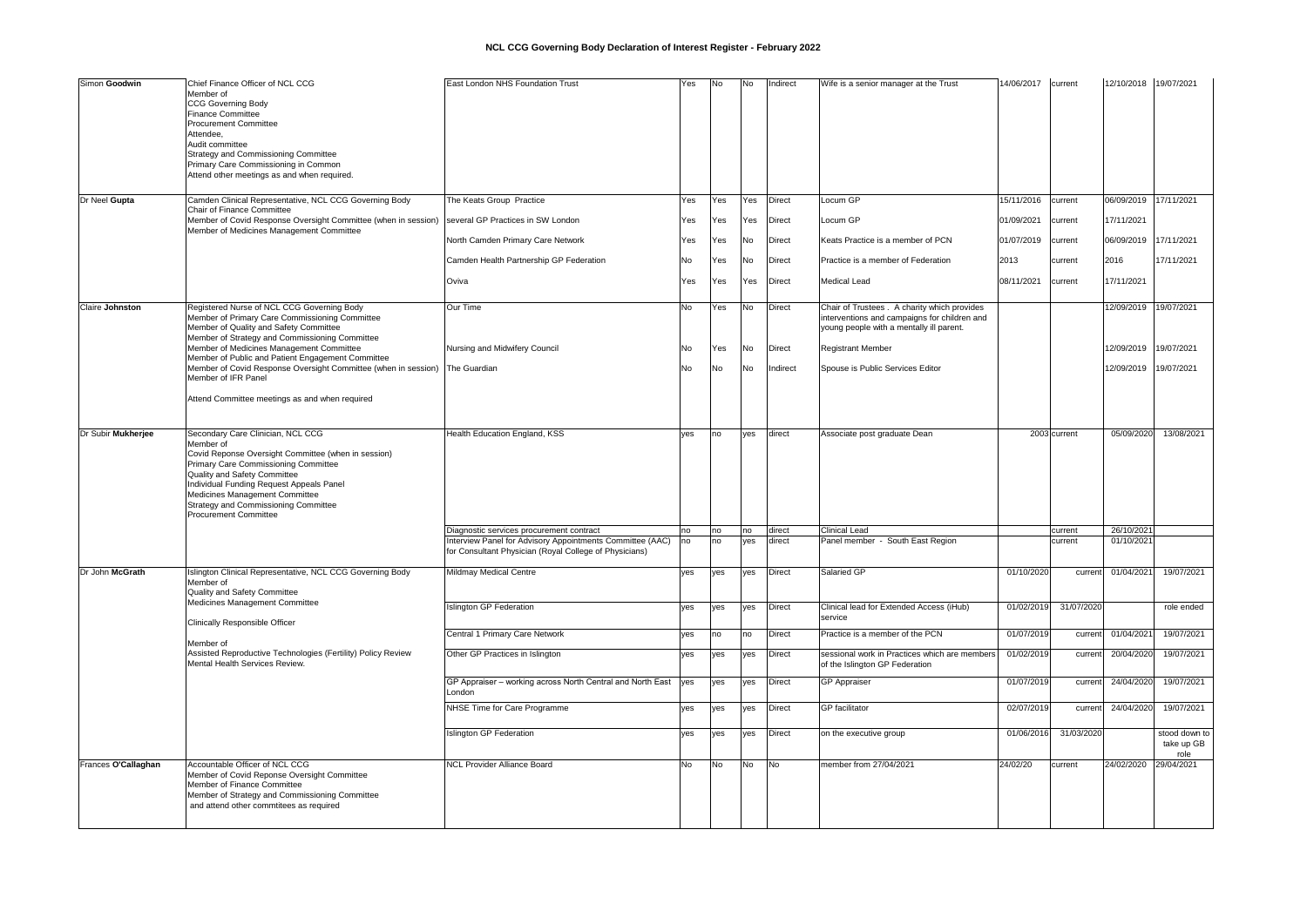# NCL CCG Governing Body Declaration of Interest Register - February 2022

| | | | | | | | | | | | |
|---|---|---|---|---|---|---|---|---|---|---|---|
| Simon **Goodwin** | Chief Finance Officer of NCL CCG<br>Member of<br>CCG Governing Body<br>Finance Committee<br>Procurement Committee<br>Attendee,<br>Audit committee<br>Strategy and Commissioning Committee<br>Primary Care Commissioning in Common<br>Attend other meetings as and when required. | East London NHS Foundation Trust | Yes | No | No | Indirect | Wife is a senior manager at the Trust | 14/06/2017 | current | 12/10/2018 | 19/07/2021 |
| Dr Neel **Gupta** | Camden Clinical Representative, NCL CCG Governing Body<br>Chair of Finance Committee<br>Member of Covid Response Oversight Committee (when in session)<br>Member of Medicines Management Committee | The Keats Group Practice | Yes | Yes | Yes | Direct | Locum GP | 15/11/2016 | current | 06/09/2019 | 17/11/2021 |
| | | several GP Practices in SW London | Yes | Yes | Yes | Direct | Locum GP | 01/09/2021 | current | 17/11/2021 | |
| | | North Camden Primary Care Network | Yes | Yes | No | Direct | Keats Practice is a member of PCN | 01/07/2019 | current | 06/09/2019 | 17/11/2021 |
| | | Camden Health Partnership GP Federation | No | Yes | No | Direct | Practice is a member of Federation | 2013 | current | 2016 | 17/11/2021 |
| | | Oviva | Yes | Yes | Yes | Direct | Medical Lead | 08/11/2021 | current | 17/11/2021 | |
| Claire **Johnston** | Registered Nurse of NCL CCG Governing Body<br>Member of Primary Care Commissioning Committee<br>Member of Quality and Safety Committee<br>Member of Strategy and Commissioning Committee<br>Member of Medicines Management Committee<br>Member of Public and Patient Engagement Committee<br>Member of Covid Response Oversight Committee (when in session)<br>Member of IFR Panel<br><br>Attend Committee meetings as and when required | Our Time | No | Yes | No | Direct | Chair of Trustees . A charity which provides interventions and campaigns for children and young people with a mentally ill parent. | | | 12/09/2019 | 19/07/2021 |
| | | Nursing and Midwifery Council | No | Yes | No | Direct | Registrant Member | | | 12/09/2019 | 19/07/2021 |
| | | The Guardian | No | No | No | Indirect | Spouse is Public Services Editor | | | 12/09/2019 | 19/07/2021 |
| Dr Subir **Mukherjee** | Secondary Care Clinician, NCL CCG<br>Member of<br>Covid Reponse Oversight Committee (when in session)<br>Primary Care Commissioning Committee<br>Quality and Safety Committee<br>Individual Funding Request Appeals Panel<br>Medicines Management Committee<br>Strategy and Commissioning Committee<br>Procurement Committee | Health Education England, KSS | yes | no | yes | direct | Associate post graduate Dean | 2003 | current | 05/09/2020 | 13/08/2021 |
| | | Diagnostic services procurement contract | no | no | no | direct | Clinical Lead | | current | 26/10/2021 | |
| | | Interview Panel for Advisory Appointments Committee (AAC) for Consultant Physician (Royal College of Physicians) | no | no | yes | direct | Panel member - South East Region | | current | 01/10/2021 | |
| Dr John **McGrath** | Islington Clinical Representative, NCL CCG Governing Body<br>Member of<br>Quality and Safety Committee<br>Medicines Management Committee<br><br>Clinically Responsible Officer<br><br>Member of<br>Assisted Reproductive Technologies (Fertility) Policy Review<br>Mental Health Services Review. | Mildmay Medical Centre | yes | yes | yes | Direct | Salaried GP | 01/10/2020 | current | 01/04/2021 | 19/07/2021 |
| | | Islington GP Federation | yes | yes | yes | Direct | Clinical lead for Extended Access (iHub) service | 01/02/2019 | 31/07/2020 | | role ended |
| | | Central 1 Primary Care Network | yes | no | no | Direct | Practice is a member of the PCN | 01/07/2019 | current | 01/04/2021 | 19/07/2021 |
| | | Other GP Practices in Islington | yes | yes | yes | Direct | sessional work in Practices which are members of the Islington GP Federation | 01/02/2019 | current | 20/04/2020 | 19/07/2021 |
| | | GP Appraiser – working across North Central and North East London | yes | yes | yes | Direct | GP Appraiser | 01/07/2019 | current | 24/04/2020 | 19/07/2021 |
| | | NHSE Time for Care Programme | yes | yes | yes | Direct | GP facilitator | 02/07/2019 | current | 24/04/2020 | 19/07/2021 |
| | | Islington GP Federation | yes | yes | yes | Direct | on the executive group | 01/06/2016 | 31/03/2020 | | stood down to take up GB role |
| Frances **O'Callaghan** | Accountable Officer of NCL CCG<br>Member of Covid Reponse Oversight Committee<br>Member of Finance Committee<br>Member of Strategy and Commissioning Committee<br>and attend other commtitees as required | NCL Provider Alliance Board | No | No | No | No | member from 27/04/2021 | 24/02/20 | current | 24/02/2020 | 29/04/2021 |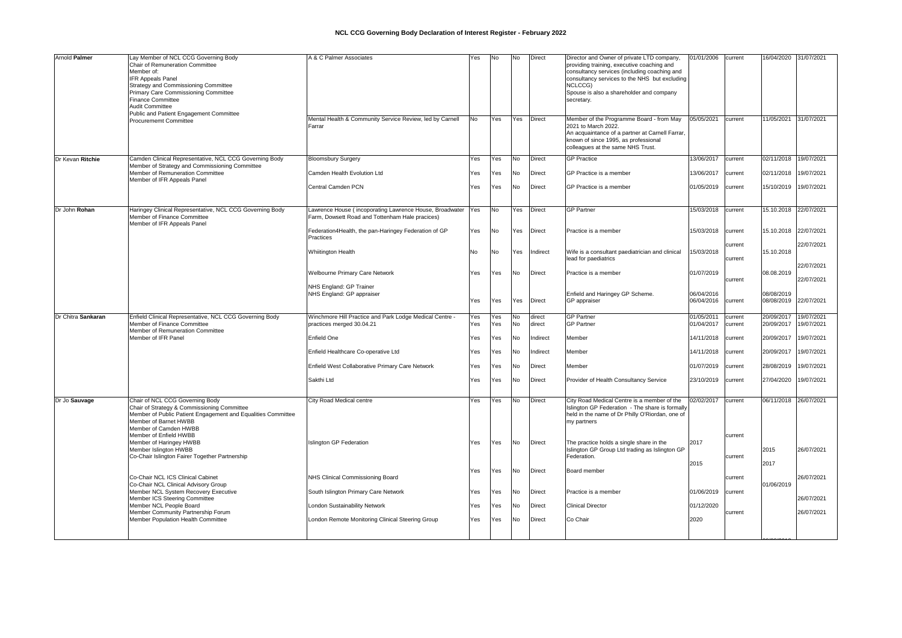# NCL CCG Governing Body Declaration of Interest Register - February 2022

| | | | | | | | | | | | |
|---|---|---|---|---|---|---|---|---|---|---|---|
| Arnold **Palmer** | Lay Member of NCL CCG Governing Body<br>Chair of Remuneration Committee<br>Member of:<br>IFR Appeals Panel<br>Strategy and Commissioning Committee<br>Primary Care Commissioning Committee<br>Finance Committee<br>Audit Committee<br>Public and Patient Engagement Committee<br>Procurememt Committee | A & C Palmer Associates | Yes | No | No | Direct | Director and Owner of private LTD company, providing training, executive coaching and consultancy services (including coaching and consultancy services to the NHS but excluding NCLCCG)<br>Spouse is also a shareholder and company secretary. | 01/01/2006 | current | 16/04/2020 | 31/07/2021 |
| | | Mental Health & Community Service Review, led by Carnell Farrar | No | Yes | Yes | Direct | Member of the Programme Board - from May 2021 to March 2022.<br>An acquaintance of a partner at Carnell Farrar, known of since 1995, as professional colleagues at the same NHS Trust. | 05/05/2021 | current | 11/05/2021 | 31/07/2021 |
| Dr Kevan **Ritchie** | Camden Clinical Representative, NCL CCG Governing Body<br>Member of Strategy and Commissioning Committee<br>Member of Remuneration Committee<br>Member of IFR Appeals Panel | Bloomsbury Surgery | Yes | Yes | No | Direct | GP Practice | 13/06/2017 | current | 02/11/2018 | 19/07/2021 |
| | | Camden Health Evolution Ltd | Yes | Yes | No | Direct | GP Practice is a member | 13/06/2017 | current | 02/11/2018 | 19/07/2021 |
| | | Central Camden PCN | Yes | Yes | No | Direct | GP Practice is a member | 01/05/2019 | current | 15/10/2019 | 19/07/2021 |
| Dr John **Rohan** | Haringey Clinical Representative, NCL CCG Governing Body<br>Member of Finance Committee<br>Member of IFR Appeals Panel | Lawrence House ( incoporating Lawrence House, Broadwater Farm, Dowsett Road and Tottenham Hale pracices) | Yes | No | Yes | Direct | GP Partner | 15/03/2018 | current | 15.10.2018 | 22/07/2021 |
| | | Federation4Health, the pan-Haringey Federation of GP Practices | Yes | No | Yes | Direct | Practice is a member | 15/03/2018 | current | 15.10.2018 | 22/07/2021 |
| | | Whiitington Health | No | No | Yes | Indirect | Wife is a consultant paediatrician and clinical lead for paediatrics | 15/03/2018 | current | 15.10.2018 | 22/07/2021 |
| | | Welbourne Primary Care Network | Yes | Yes | No | Direct | Practice is a member | 01/07/2019 | current | 08.08.2019 | 22/07/2021 |
| | | NHS England: GP Trainer<br>NHS England: GP appraiser | Yes | Yes | Yes | Direct | Enfield and Haringey GP Scheme.<br>GP appraiser | 06/04/2016<br>06/04/2016 | current | 08/08/2019<br>08/08/2019 | 22/07/2021 |
| Dr Chitra **Sankaran** | Enfield Clinical Representative, NCL CCG Governing Body<br>Member of Finance Committee<br>Member of Remuneration Committee<br>Member of IFR Panel | Winchmore Hill Practice and Park Lodge Medical Centre - practices merged 30.04.21 | Yes<br>Yes | Yes<br>Yes | No<br>No | direct<br>direct | GP Partner<br>GP Partner | 01/05/2011<br>01/04/2017 | current<br>current | 20/09/2017<br>20/09/2017 | 19/07/2021<br>19/07/2021 |
| | | Enfield One | Yes | Yes | No | Indirect | Member | 14/11/2018 | current | 20/09/2017 | 19/07/2021 |
| | | Enfield Healthcare Co-operative Ltd | Yes | Yes | No | Indirect | Member | 14/11/2018 | current | 20/09/2017 | 19/07/2021 |
| | | Enfield West Collaborative Primary Care Network | Yes | Yes | No | Direct | Member | 01/07/2019 | current | 28/08/2019 | 19/07/2021 |
| | | Sakthi Ltd | Yes | Yes | No | Direct | Provider of Health Consultancy Service | 23/10/2019 | current | 27/04/2020 | 19/07/2021 |
| Dr Jo **Sauvage** | Chair of NCL CCG Governing Body<br>Chair of Strategy & Commissioning Committee<br>Member of Public Patient Engagement and Equalities Committee<br>Member of Barnet HWBB<br>Member of Camden HWBB<br>Member of Enfield HWBB<br>Member of Haringey HWBB<br>Member Islington HWBB<br>Co-Chair Islington Fairer Together Partnership<br>Co-Chair NCL ICS Clinical Cabinet<br>Co-Chair NCL Clinical Advisory Group<br>Member NCL System Recovery Executive<br>Member ICS Steering Committee<br>Member NCL People Board<br>Member Community Partnership Forum<br>Member Population Health Committee | City Road Medical centre | Yes | Yes | No | Direct | City Road Medical Centre is a member of the Islington GP Federation - The share is formally held in the name of Dr Philly O'Riordan, one of my partners | 02/02/2017 | current | 06/11/2018 | 26/07/2021 |
| | | Islington GP Federation | Yes | Yes | No | Direct | The practice holds a single share in the Islington GP Group Ltd trading as Islington GP Federation. | 2017 | current | 2015 | 26/07/2021 |
| | | NHS Clinical Commissioning Board | Yes | Yes | No | Direct | Board member | 2015 | current | 2017 | 26/07/2021 |
| | | South Islington Primary Care Network | Yes | Yes | No | Direct | Practice is a member | 01/06/2019 | current | 01/06/2019 | 26/07/2021 |
| | | London Sustainability Network | Yes | Yes | No | Direct | Clinical Director | 01/12/2020 | current | | 26/07/2021 |
| | | London Remote Monitoring Clinical Steering Group | Yes | Yes | No | Direct | Co Chair | 2020 | | | |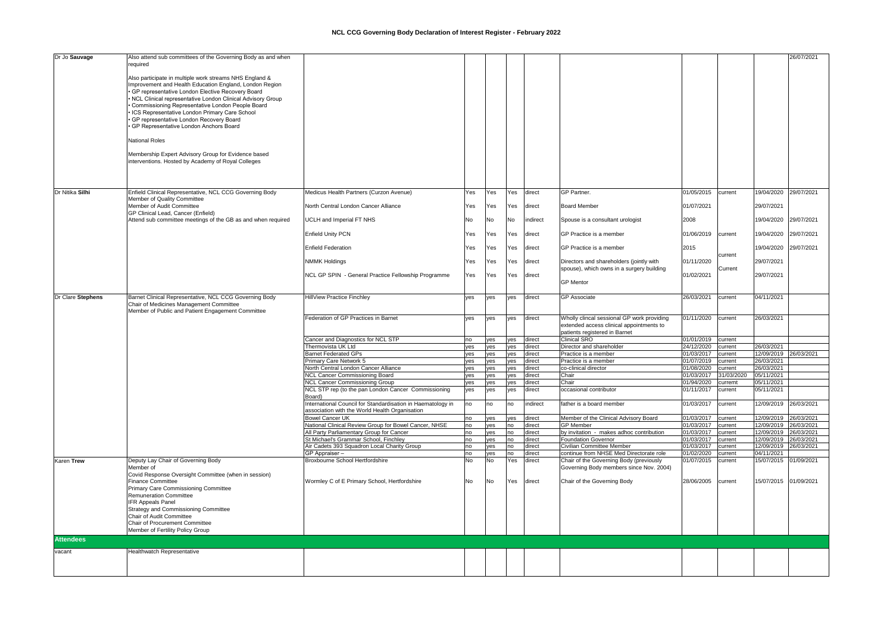# NCL CCG Governing Body Declaration of Interest Register - February 2022

| | | | | | | | | | | | |
|---|---|---|---|---|---|---|---|---|---|---|---|
| Dr Jo **Sauvage** | Also attend sub committees of the Governing Body as and when required<br><br>Also participate in multiple work streams NHS England & Improvement and Health Education England, London Region<br>• GP representative London Elective Recovery Board<br>• NCL Clinical representative London Clinical Advisory Group<br>• Commissioning Representative London People Board<br>• ICS Representative London Primary Care School<br>• GP representative London Recovery Board<br>• GP Representative London Anchors Board<br><br>National Roles<br><br>Membership Expert Advisory Group for Evidence based interventions. Hosted by Academy of Royal Colleges | | | | | | | | | | 26/07/2021 |
| Dr Nitika **Silhi** | Enfield Clinical Representative, NCL CCG Governing Body<br>Member of Quality Committee<br>Member of Audit Committee<br>GP Clinical Lead, Cancer (Enfield)<br>Attend sub committee meetings of the GB as and when required | Medicus Health Partners (Curzon Avenue) | Yes | Yes | Yes | direct | GP Partner. | 01/05/2015 | current | 19/04/2020 | 29/07/2021 |
| | | North Central London Cancer Alliance | Yes | Yes | Yes | direct | Board Member | 01/07/2021 | | 29/07/2021 | |
| | | UCLH and Imperial FT NHS | No | No | No | indirect | Spouse is a consultant urologist | 2008 | | 19/04/2020 | 29/07/2021 |
| | | Enfield Unity PCN | Yes | Yes | Yes | direct | GP Practice is a member | 01/06/2019 | current | 19/04/2020 | 29/07/2021 |
| | | Enfield Federation | Yes | Yes | Yes | direct | GP Practice is a member | 2015 | current | 19/04/2020 | 29/07/2021 |
| | | NMMK Holdings | Yes | Yes | Yes | direct | Directors and shareholders (jointly with spouse), which owns in a surgery building | 01/11/2020 | Current | 29/07/2021 | |
| | | NCL GP SPIN - General Practice Fellowship Programme | Yes | Yes | Yes | direct | GP Mentor | 01/02/2021 | | 29/07/2021 | |
| Dr Clare **Stephens** | Barnet Clinical Representative, NCL CCG Governing Body<br>Chair of Medicines Management Committee<br>Member of Public and Patient Engagement Committee | HillView Practice Finchley | yes | yes | yes | direct | GP Associate | 26/03/2021 | current | 04/11/2021 | |
| | | Federation of GP Practices in Barnet | yes | yes | yes | direct | Wholly clincal sessional GP work providing extended access clinical appointments to patients registered in Barnet | 01/11/2020 | current | 26/03/2021 | |
| | | Cancer and Diagnostics for NCL STP | no | yes | yes | direct | Clinical SRO | 01/01/2019 | current | | |
| | | Thermovista UK Ltd | yes | yes | yes | direct | Director and shareholder | 24/12/2020 | current | 26/03/2021 | |
| | | Barnet Federated GPs | yes | yes | yes | direct | Practice is a member | 01/03/2017 | current | 12/09/2019 | 26/03/2021 |
| | | Primary Care Network 5 | yes | yes | yes | direct | Practice is a member | 01/07/2019 | current | 26/03/2021 | |
| | | North Central London Cancer Alliance | yes | yes | yes | direct | co-clinical director | 01/08/2020 | current | 26/03/2021 | |
| | | NCL Cancer Commissioning Board | yes | yes | yes | direct | Chair | 01/03/2017 | 31/03/2020 | 05/11/2021 | |
| | | NCL Cancer Commissioning Group | yes | yes | yes | direct | Chair | 01/94/2020 | curremt | 05/11/2021 | |
| | | NCL STP rep (to the pan London Cancer Commissioning Board) | yes | yes | yes | direct | occasional contributor | 01/11/2017 | current | 05/11/2021 | |
| | | International Council for Standardisation in Haematology in association with the World Health Organisation | no | no | no | indirect | father is a board member | 01/03/2017 | current | 12/09/2019 | 26/03/2021 |
| | | Bowel Cancer UK | no | yes | yes | direct | Member of the Clinical Advisory Board | 01/03/2017 | current | 12/09/2019 | 26/03/2021 |
| | | National Clinical Review Group for Bowel Cancer, NHSE | no | yes | no | direct | GP Member | 01/03/2017 | current | 12/09/2019 | 26/03/2021 |
| | | All Party Parliamentary Group for Cancer | no | yes | no | direct | by invitation - makes adhoc contribution | 01/03/2017 | current | 12/09/2019 | 26/03/2021 |
| | | St Michael's Grammar School, Finchley | no | yes | no | direct | Foundation Governor | 01/03/2017 | current | 12/09/2019 | 26/03/2021 |
| | | Air Cadets 393 Squadron Local Charity Group | no | yes | no | direct | Civilian Committee Member | 01/03/2017 | current | 12/09/2019 | 26/03/2021 |
| | | GP Appraiser – | no | yes | no | direct | continue from NHSE Med Directorate role | 01/02/2020 | current | 04/11/2021 | |
| Karen **Trew** | Deputy Lay Chair of Governing Body<br>Member of<br>Covid Response Oversight Committee (when in session)<br>Finance Committee<br>Primary Care Commissioning Committee<br>Remuneration Committee<br>IFR Appeals Panel<br>Strategy and Commissioning Committee<br>Chair of Audit Committee<br>Chair of Procurement Committee<br>Member of Fertility Policy Group | Broxbourne School Hertfordshire | No | No | Yes | direct | Chair of the Governing Body (previously Governing Body members since Nov. 2004) | 01/07/2015 | current | 15/07/2015 | 01/09/2021 |
| | | Wormley C of E Primary School, Hertfordshire | No | No | Yes | direct | Chair of the Governing Body | 28/06/2005 | current | 15/07/2015 | 01/09/2021 |
| **Attendees** | | | | | | | | | | | |
| vacant | Healthwatch Representative | | | | | | | | | | |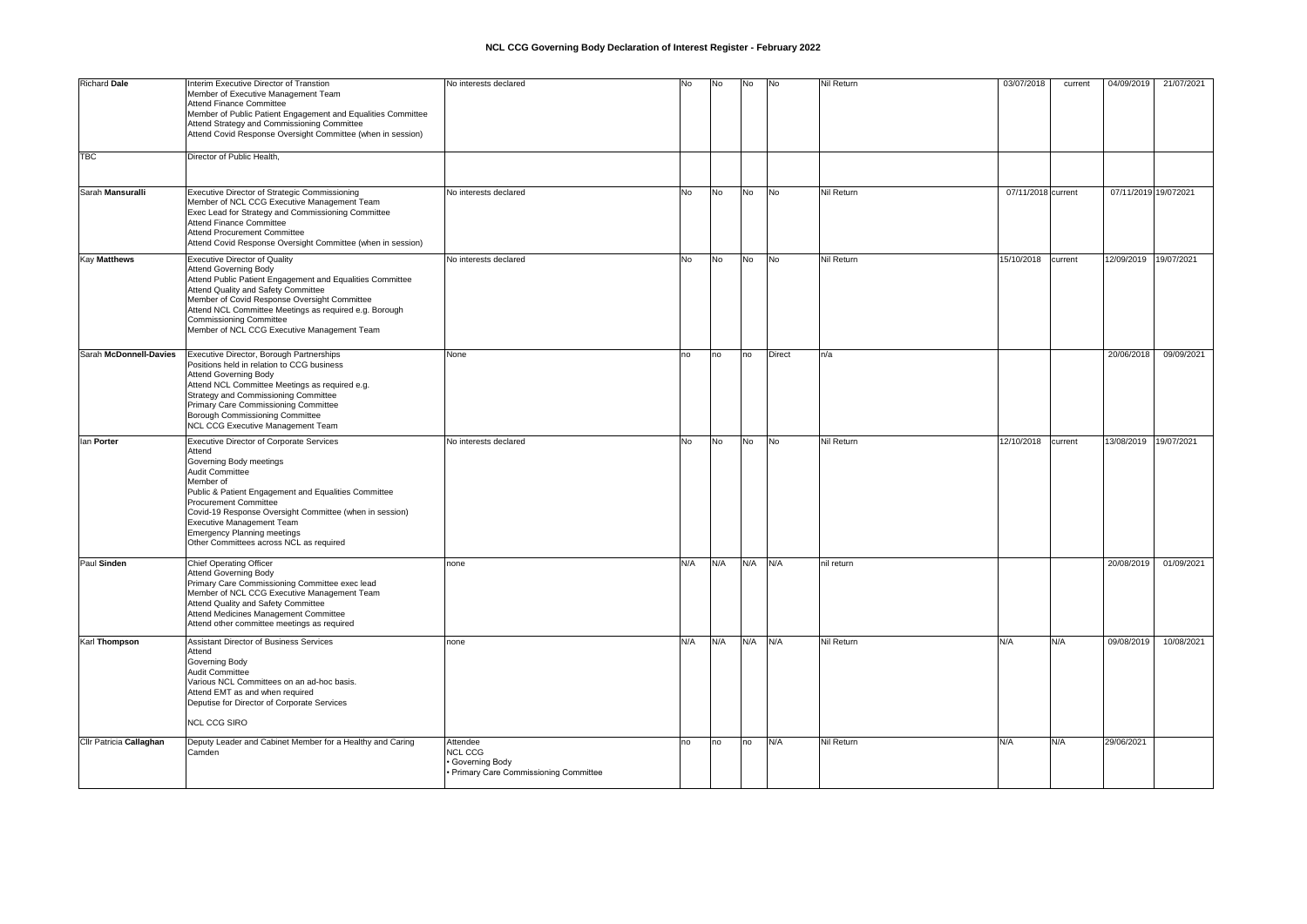## NCL CCG Governing Body Declaration of Interest Register - February 2022

| | | | | | | | | | | | |
|---|---|---|---|---|---|---|---|---|---|---|---|
| Richard **Dale** | Interim Executive Director of Transtion<br>Member of Executive Management Team<br>Attend Finance Committee<br>Member of Public Patient Engagement and Equalities Committee<br>Attend Strategy and Commissioning Committee<br>Attend Covid Response Oversight Committee (when in session) | No interests declared | No | No | No | No | Nil Return | 03/07/2018 | current | 04/09/2019 | 21/07/2021 |
| TBC | Director of Public Health, | | | | | | | | | | |
| Sarah **Mansuralli** | Executive Director of Strategic Commissioning<br>Member of NCL CCG Executive Management Team<br>Exec Lead for Strategy and Commissioning Committee<br>Attend Finance Committee<br>Attend Procurement Committee<br>Attend Covid Response Oversight Committee (when in session) | No interests declared | No | No | No | No | Nil Return | 07/11/2018 | current | 07/11/2019 | 19/072021 |
| Kay **Matthews** | Executive Director of Quality<br>Attend Governing Body<br>Attend Public Patient Engagement and Equalities Committee<br>Attend Quality and Safety Committee<br>Member of Covid Response Oversight Committee<br>Attend NCL Committee Meetings as required e.g. Borough Commissioning Committee<br>Member of NCL CCG Executive Management Team | No interests declared | No | No | No | No | Nil Return | 15/10/2018 | current | 12/09/2019 | 19/07/2021 |
| Sarah **McDonnell-Davies** | Executive Director, Borough Partnerships<br>Positions held in relation to CCG business<br>Attend Governing Body<br>Attend NCL Committee Meetings as required e.g.<br>Strategy and Commissioning Committee<br>Primary Care Commissioning Committee<br>Borough Commissioning Committee<br>NCL CCG Executive Management Team | None | no | no | no | Direct | n/a | | | 20/06/2018 | 09/09/2021 |
| Ian **Porter** | Executive Director of Corporate Services<br>Attend<br>Governing Body meetings<br>Audit Committee<br>Member of<br>Public & Patient Engagement and Equalities Committee<br>Procurement Committee<br>Covid-19 Response Oversight Committee (when in session)<br>Executive Management Team<br>Emergency Planning meetings<br>Other Committees across NCL as required | No interests declared | No | No | No | No | Nil Return | 12/10/2018 | current | 13/08/2019 | 19/07/2021 |
| Paul **Sinden** | Chief Operating Officer<br>Attend Governing Body<br>Primary Care Commissioning Committee exec lead<br>Member of NCL CCG Executive Management Team<br>Attend Quality and Safety Committee<br>Attend Medicines Management Committee<br>Attend other committee meetings as required | none | N/A | N/A | N/A | N/A | nil return | | | 20/08/2019 | 01/09/2021 |
| Karl **Thompson** | Assistant Director of Business Services<br>Attend<br>Governing Body<br>Audit Committee<br>Various NCL Committees on an ad-hoc basis.<br>Attend EMT as and when required<br>Deputise for Director of Corporate Services<br><br>NCL CCG SIRO | none | N/A | N/A | N/A | N/A | Nil Return | N/A | N/A | 09/08/2019 | 10/08/2021 |
| Cllr Patricia **Callaghan** | Deputy Leader and Cabinet Member for a Healthy and Caring Camden | Attendee<br>NCL CCG<br>• Governing Body<br>• Primary Care Commissioning Committee | no | no | no | N/A | Nil Return | N/A | N/A | 29/06/2021 | |